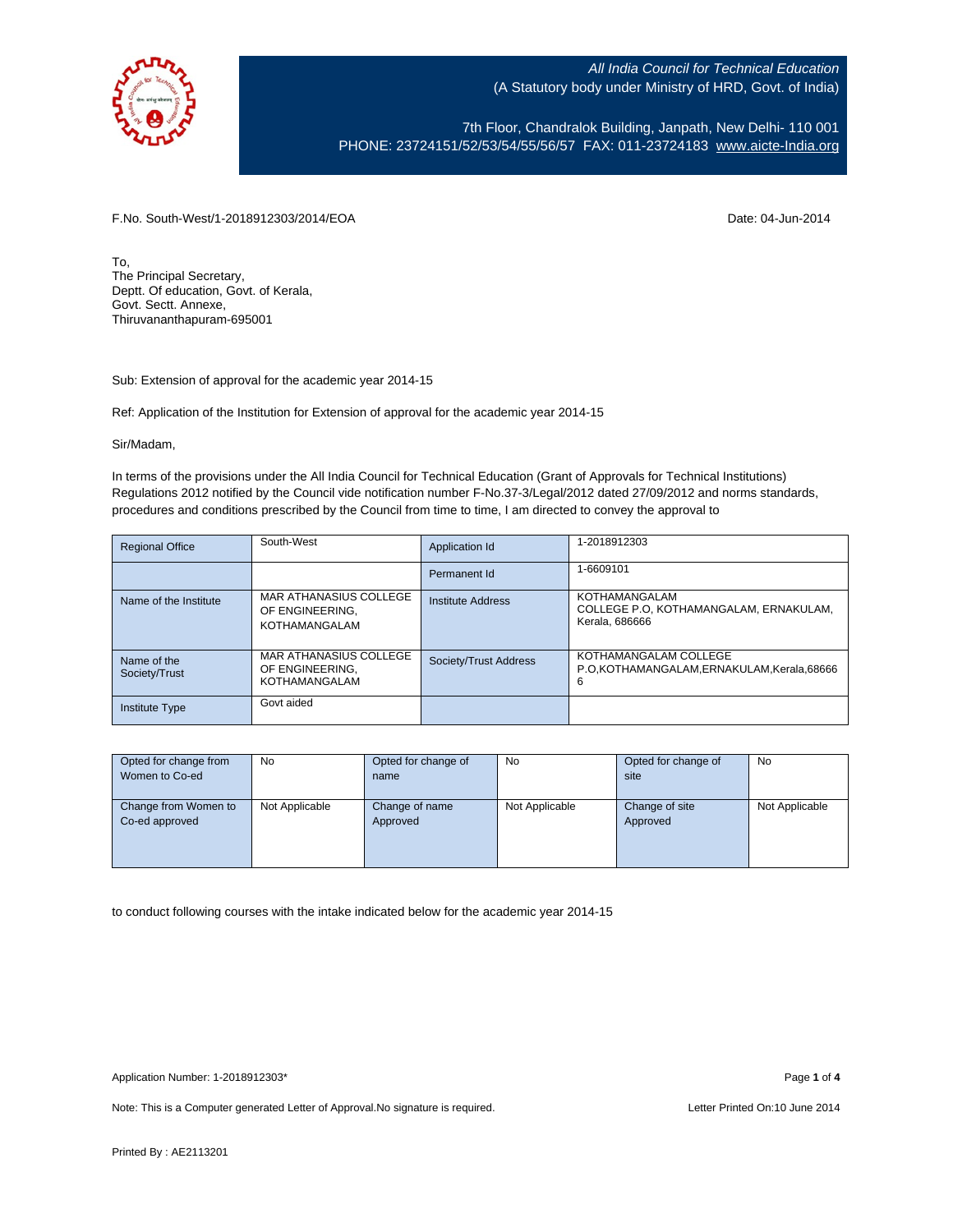*All India Council for Technical Education*
(A Statutory body under Ministry of HRD, Govt. of India)

7th Floor, Chandralok Building, Janpath, New Delhi- 110 001
PHONE: 23724151/52/53/54/55/56/57 FAX: 011-23724183 www.aicte-India.org

F.No. South-West/1-2018912303/2014/EOA

Date: 04-Jun-2014

To,
The Principal Secretary,
Deptt. Of education, Govt. of Kerala,
Govt. Sectt. Annexe,
Thiruvananthapuram-695001

Sub: Extension of approval for the academic year 2014-15

Ref: Application of the Institution for Extension of approval for the academic year 2014-15

Sir/Madam,

In terms of the provisions under the All India Council for Technical Education (Grant of Approvals for Technical Institutions) Regulations 2012 notified by the Council vide notification number F-No.37-3/Legal/2012 dated 27/09/2012 and norms standards, procedures and conditions prescribed by the Council from time to time, I am directed to convey the approval to

| Regional Office | South-West | Application Id | 1-2018912303 |
|---|---|---|---|
| | | Permanent Id | 1-6609101 |
| Name of the Institute | MAR ATHANASIUS COLLEGE OF ENGINEERING, KOTHAMANGALAM | Institute Address | KOTHAMANGALAM COLLEGE P.O, KOTHAMANGALAM, ERNAKULAM, Kerala, 686666 |
| Name of the Society/Trust | MAR ATHANASIUS COLLEGE OF ENGINEERING, KOTHAMANGALAM | Society/Trust Address | KOTHAMANGALAM COLLEGE P.O,KOTHAMANGALAM,ERNAKULAM,Kerala,686666 |
| Institute Type | Govt aided | | |

| Opted for change from Women to Co-ed | No | Opted for change of name | No | Opted for change of site | No |
|---|---|---|---|---|---|
| Change from Women to Co-ed approved | Not Applicable | Change of name Approved | Not Applicable | Change of site Approved | Not Applicable |

to conduct following courses with the intake indicated below for the academic year 2014-15

Application Number: 1-2018912303*

Note: This is a Computer generated Letter of Approval.No signature is required.

Letter Printed On:10 June 2014

Printed By : AE2113201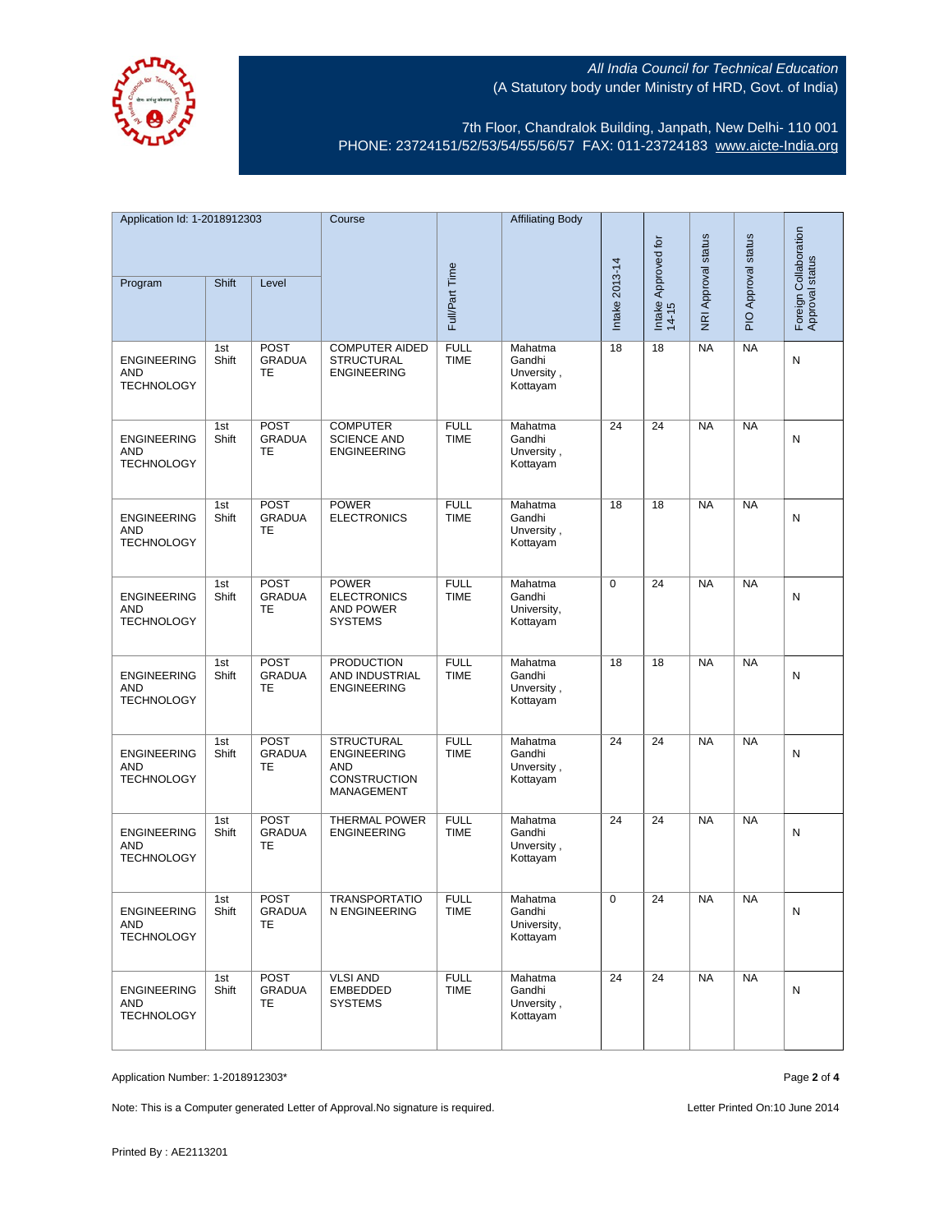All India Council for Technical Education
(A Statutory body under Ministry of HRD, Govt. of India)

7th Floor, Chandralok Building, Janpath, New Delhi- 110 001
PHONE: 23724151/52/53/54/55/56/57 FAX: 011-23724183 www.aicte-India.org

| Application Id: 1-2018912303 | | | Course | Full/Part Time | Affiliating Body | Intake 2013-14 | Intake Approved for 14-15 | NRI Approval status | PIO Approval status | Foreign Collaboration Approval status |
|---|---|---|---|---|---|---|---|---|---|---|
| Program | Shift | Level | | | | | | | | |
| ENGINEERING AND TECHNOLOGY | 1st Shift | POST GRADUATE | COMPUTER AIDED STRUCTURAL ENGINEERING | FULL TIME | Mahatma Gandhi Unversity , Kottayam | 18 | 18 | NA | NA | N |
| ENGINEERING AND TECHNOLOGY | 1st Shift | POST GRADUATE | COMPUTER SCIENCE AND ENGINEERING | FULL TIME | Mahatma Gandhi Unversity , Kottayam | 24 | 24 | NA | NA | N |
| ENGINEERING AND TECHNOLOGY | 1st Shift | POST GRADUATE | POWER ELECTRONICS | FULL TIME | Mahatma Gandhi Unversity , Kottayam | 18 | 18 | NA | NA | N |
| ENGINEERING AND TECHNOLOGY | 1st Shift | POST GRADUATE | POWER ELECTRONICS AND POWER SYSTEMS | FULL TIME | Mahatma Gandhi University, Kottayam | 0 | 24 | NA | NA | N |
| ENGINEERING AND TECHNOLOGY | 1st Shift | POST GRADUATE | PRODUCTION AND INDUSTRIAL ENGINEERING | FULL TIME | Mahatma Gandhi Unversity , Kottayam | 18 | 18 | NA | NA | N |
| ENGINEERING AND TECHNOLOGY | 1st Shift | POST GRADUATE | STRUCTURAL ENGINEERING AND CONSTRUCTION MANAGEMENT | FULL TIME | Mahatma Gandhi Unversity , Kottayam | 24 | 24 | NA | NA | N |
| ENGINEERING AND TECHNOLOGY | 1st Shift | POST GRADUATE | THERMAL POWER ENGINEERING | FULL TIME | Mahatma Gandhi Unversity , Kottayam | 24 | 24 | NA | NA | N |
| ENGINEERING AND TECHNOLOGY | 1st Shift | POST GRADUATE | TRANSPORTATION ENGINEERING | FULL TIME | Mahatma Gandhi University, Kottayam | 0 | 24 | NA | NA | N |
| ENGINEERING AND TECHNOLOGY | 1st Shift | POST GRADUATE | VLSI AND EMBEDDED SYSTEMS | FULL TIME | Mahatma Gandhi Unversity , Kottayam | 24 | 24 | NA | NA | N |

Application Number: 1-2018912303*

Note: This is a Computer generated Letter of Approval.No signature is required.

Letter Printed On:10 June 2014

Printed By : AE2113201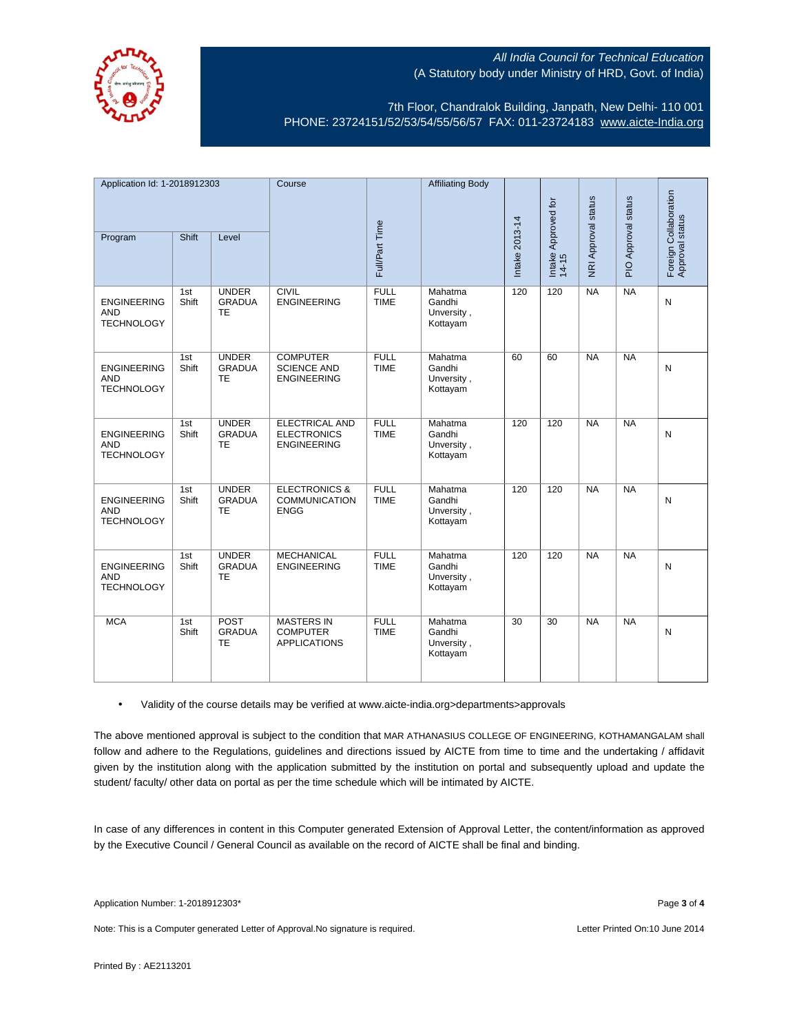All India Council for Technical Education
(A Statutory body under Ministry of HRD, Govt. of India)

7th Floor, Chandralok Building, Janpath, New Delhi- 110 001
PHONE: 23724151/52/53/54/55/56/57 FAX: 011-23724183 www.aicte-India.org

| Application Id: 1-2018912303 | | | Course | Full/Part Time | Affiliating Body | Intake 2013-14 | Intake Approved for 14-15 | NRI Approval status | PIO Approval status | Foreign Collaboration Approval status |
|---|---|---|---|---|---|---|---|---|---|---|
| Program | Shift | Level | | | | | | | | |
| ENGINEERING AND TECHNOLOGY | 1st Shift | UNDER GRADUATE | CIVIL ENGINEERING | FULL TIME | Mahatma Gandhi Unversity , Kottayam | 120 | 120 | NA | NA | N |
| ENGINEERING AND TECHNOLOGY | 1st Shift | UNDER GRADUATE | COMPUTER SCIENCE AND ENGINEERING | FULL TIME | Mahatma Gandhi Unversity , Kottayam | 60 | 60 | NA | NA | N |
| ENGINEERING AND TECHNOLOGY | 1st Shift | UNDER GRADUATE | ELECTRICAL AND ELECTRONICS ENGINEERING | FULL TIME | Mahatma Gandhi Unversity , Kottayam | 120 | 120 | NA | NA | N |
| ENGINEERING AND TECHNOLOGY | 1st Shift | UNDER GRADUATE | ELECTRONICS & COMMUNICATION ENGG | FULL TIME | Mahatma Gandhi Unversity , Kottayam | 120 | 120 | NA | NA | N |
| ENGINEERING AND TECHNOLOGY | 1st Shift | UNDER GRADUATE | MECHANICAL ENGINEERING | FULL TIME | Mahatma Gandhi Unversity , Kottayam | 120 | 120 | NA | NA | N |
| MCA | 1st Shift | POST GRADUATE | MASTERS IN COMPUTER APPLICATIONS | FULL TIME | Mahatma Gandhi Unversity , Kottayam | 30 | 30 | NA | NA | N |

- Validity of the course details may be verified at www.aicte-india.org>departments>approvals

The above mentioned approval is subject to the condition that MAR ATHANASIUS COLLEGE OF ENGINEERING, KOTHAMANGALAM shall follow and adhere to the Regulations, guidelines and directions issued by AICTE from time to time and the undertaking / affidavit given by the institution along with the application submitted by the institution on portal and subsequently upload and update the student/ faculty/ other data on portal as per the time schedule which will be intimated by AICTE.

In case of any differences in content in this Computer generated Extension of Approval Letter, the content/information as approved by the Executive Council / General Council as available on the record of AICTE shall be final and binding.

Application Number: 1-2018912303*

Note: This is a Computer generated Letter of Approval.No signature is required.

Letter Printed On:10 June 2014

Printed By : AE2113201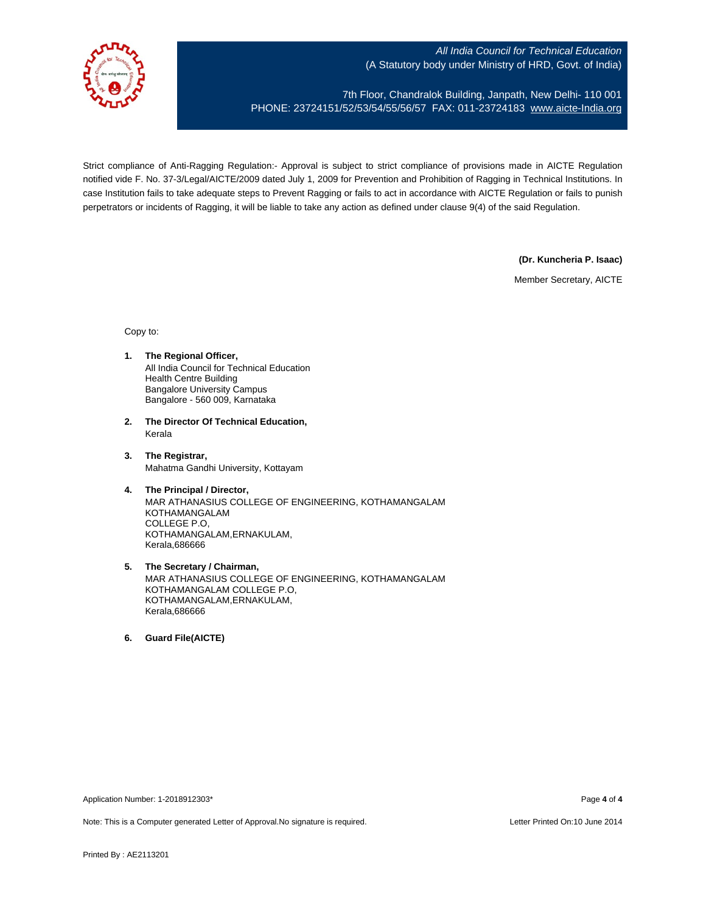*All India Council for Technical Education*
(A Statutory body under Ministry of HRD, Govt. of India)

7th Floor, Chandralok Building, Janpath, New Delhi- 110 001
PHONE: 23724151/52/53/54/55/56/57 FAX: 011-23724183 www.aicte-India.org

Strict compliance of Anti-Ragging Regulation:- Approval is subject to strict compliance of provisions made in AICTE Regulation notified vide F. No. 37-3/Legal/AICTE/2009 dated July 1, 2009 for Prevention and Prohibition of Ragging in Technical Institutions. In case Institution fails to take adequate steps to Prevent Ragging or fails to act in accordance with AICTE Regulation or fails to punish perpetrators or incidents of Ragging, it will be liable to take any action as defined under clause 9(4) of the said Regulation.

**(Dr. Kuncheria P. Isaac)**
Member Secretary, AICTE

Copy to:

1. **The Regional Officer,**
   All India Council for Technical Education
   Health Centre Building
   Bangalore University Campus
   Bangalore - 560 009, Karnataka

2. **The Director Of Technical Education,**
   Kerala

3. **The Registrar,**
   Mahatma Gandhi University, Kottayam

4. **The Principal / Director,**
   MAR ATHANASIUS COLLEGE OF ENGINEERING, KOTHAMANGALAM
   KOTHAMANGALAM
   COLLEGE P.O,
   KOTHAMANGALAM,ERNAKULAM,
   Kerala,686666

5. **The Secretary / Chairman,**
   MAR ATHANASIUS COLLEGE OF ENGINEERING, KOTHAMANGALAM
   KOTHAMANGALAM COLLEGE P.O,
   KOTHAMANGALAM,ERNAKULAM,
   Kerala,686666

6. **Guard File(AICTE)**

Application Number: 1-2018912303*

Note: This is a Computer generated Letter of Approval.No signature is required.

Letter Printed On:10 June 2014

Printed By : AE2113201